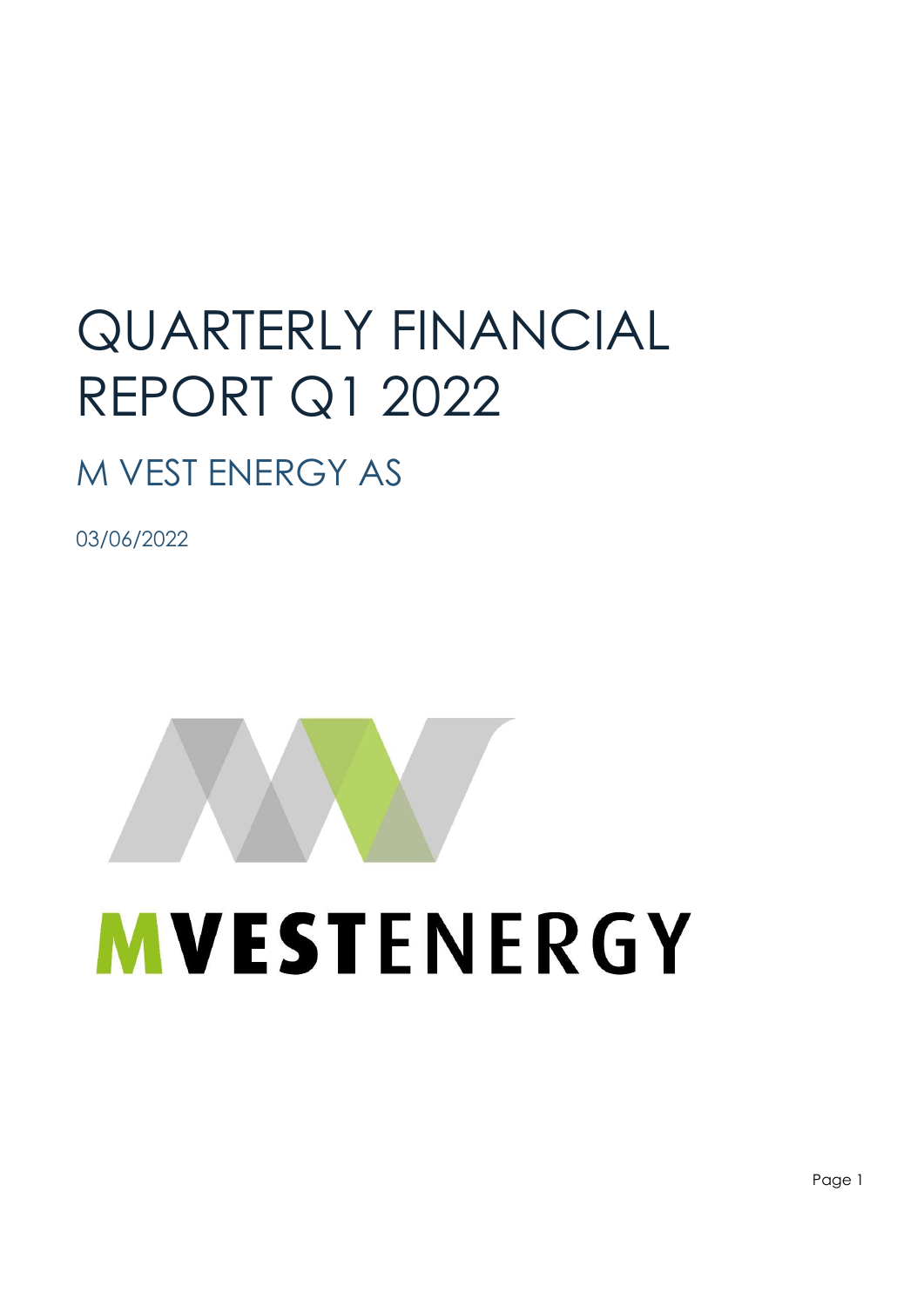# QUARTERLY FINANCIAL REPORT Q1 2022

## M VEST ENERGY AS

03/06/2022

MVESTENERGY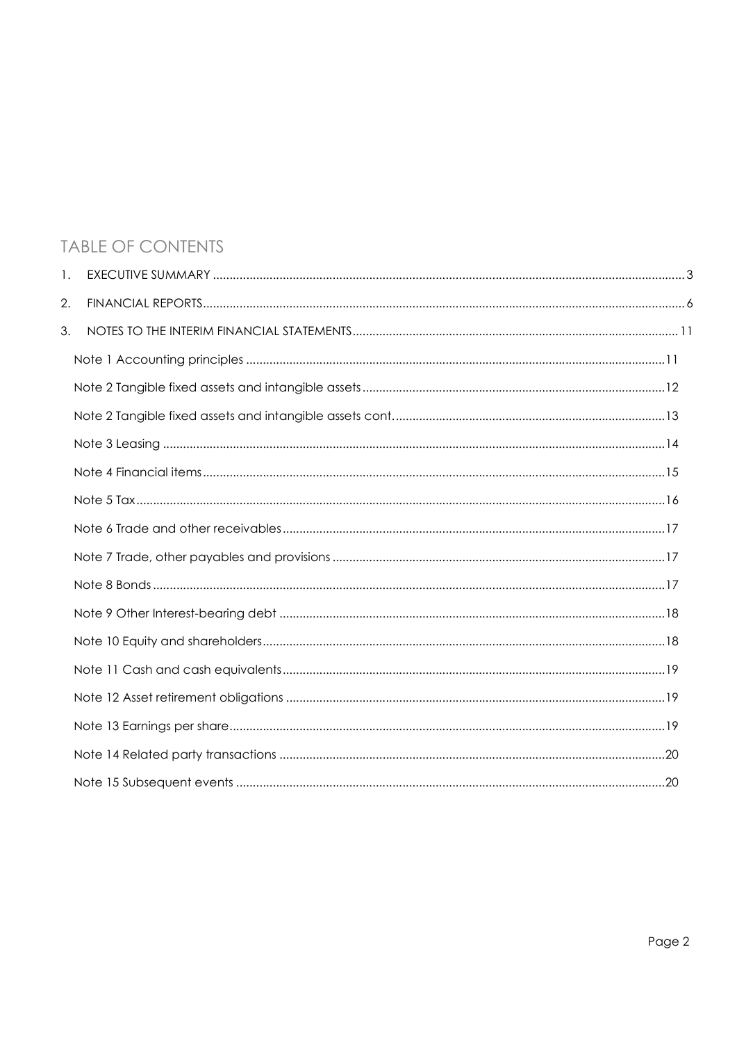## TABLE OF CONTENTS

1. EXECUTIVE SUMMARY ..................................................................... 3
2. FINANCIAL REPORTS ..................................................................... 6
3. NOTES TO THE INTERIM FINANCIAL STATEMENTS ............................................. 11

- Note 1 Accounting principles ..................................................... 11
- Note 2 Tangible fixed assets and intangible assets ............................... 12
- Note 2 Tangible fixed assets and intangible assets cont. ......................... 13
- Note 3 Leasing .................................................................... 14
- Note 4 Financial items ............................................................ 15
- Note 5 Tax ........................................................................ 16
- Note 6 Trade and other receivables ................................................ 17
- Note 7 Trade, other payables and provisions ....................................... 17
- Note 8 Bonds ...................................................................... 17
- Note 9 Other Interest-bearing debt ................................................ 18
- Note 10 Equity and shareholders ................................................... 18
- Note 11 Cash and cash equivalents ................................................. 19
- Note 12 Asset retirement obligations .............................................. 19
- Note 13 Earnings per share ........................................................ 19
- Note 14 Related party transactions ................................................ 20
- Note 15 Subsequent events ......................................................... 20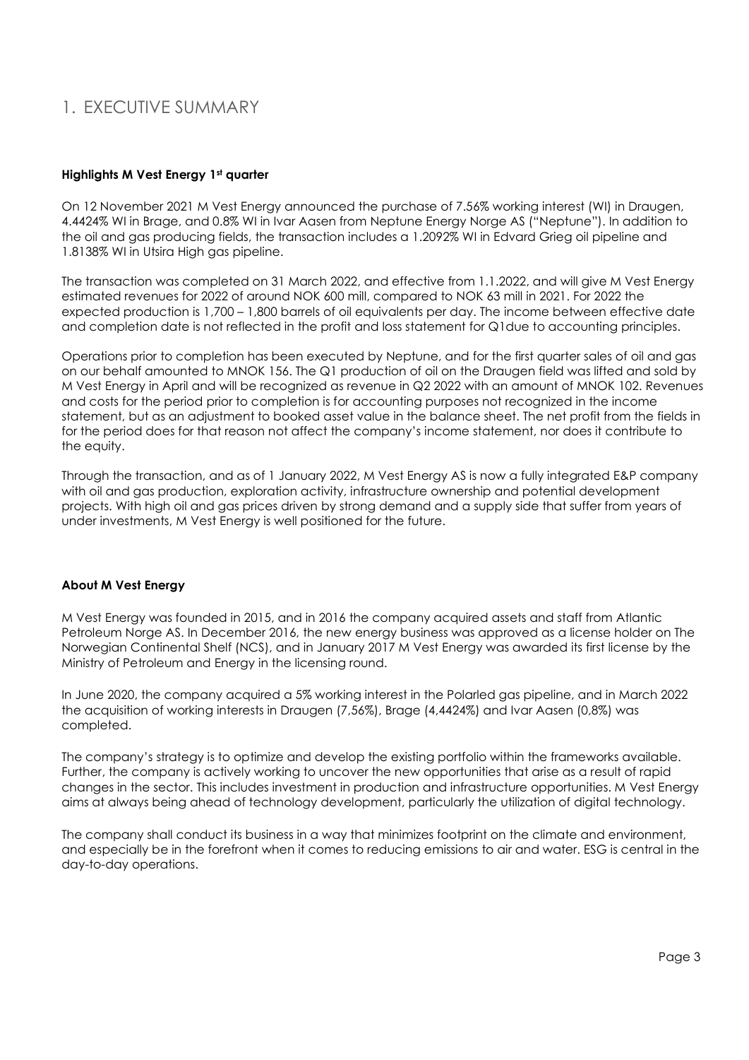# 1. EXECUTIVE SUMMARY

**Highlights M Vest Energy 1st quarter**

On 12 November 2021 M Vest Energy announced the purchase of 7.56% working interest (WI) in Draugen, 4.4424% WI in Brage, and 0.8% WI in Ivar Aasen from Neptune Energy Norge AS ("Neptune"). In addition to the oil and gas producing fields, the transaction includes a 1.2092% WI in Edvard Grieg oil pipeline and 1.8138% WI in Utsira High gas pipeline.

The transaction was completed on 31 March 2022, and effective from 1.1.2022, and will give M Vest Energy estimated revenues for 2022 of around NOK 600 mill, compared to NOK 63 mill in 2021. For 2022 the expected production is 1,700 – 1,800 barrels of oil equivalents per day. The income between effective date and completion date is not reflected in the profit and loss statement for Q1due to accounting principles.

Operations prior to completion has been executed by Neptune, and for the first quarter sales of oil and gas on our behalf amounted to MNOK 156. The Q1 production of oil on the Draugen field was lifted and sold by M Vest Energy in April and will be recognized as revenue in Q2 2022 with an amount of MNOK 102. Revenues and costs for the period prior to completion is for accounting purposes not recognized in the income statement, but as an adjustment to booked asset value in the balance sheet. The net profit from the fields in for the period does for that reason not affect the company's income statement, nor does it contribute to the equity.

Through the transaction, and as of 1 January 2022, M Vest Energy AS is now a fully integrated E&P company with oil and gas production, exploration activity, infrastructure ownership and potential development projects. With high oil and gas prices driven by strong demand and a supply side that suffer from years of under investments, M Vest Energy is well positioned for the future.

**About M Vest Energy**

M Vest Energy was founded in 2015, and in 2016 the company acquired assets and staff from Atlantic Petroleum Norge AS. In December 2016, the new energy business was approved as a license holder on The Norwegian Continental Shelf (NCS), and in January 2017 M Vest Energy was awarded its first license by the Ministry of Petroleum and Energy in the licensing round.

In June 2020, the company acquired a 5% working interest in the Polarled gas pipeline, and in March 2022 the acquisition of working interests in Draugen (7,56%), Brage (4,4424%) and Ivar Aasen (0,8%) was completed.

The company's strategy is to optimize and develop the existing portfolio within the frameworks available. Further, the company is actively working to uncover the new opportunities that arise as a result of rapid changes in the sector. This includes investment in production and infrastructure opportunities. M Vest Energy aims at always being ahead of technology development, particularly the utilization of digital technology.

The company shall conduct its business in a way that minimizes footprint on the climate and environment, and especially be in the forefront when it comes to reducing emissions to air and water. ESG is central in the day-to-day operations.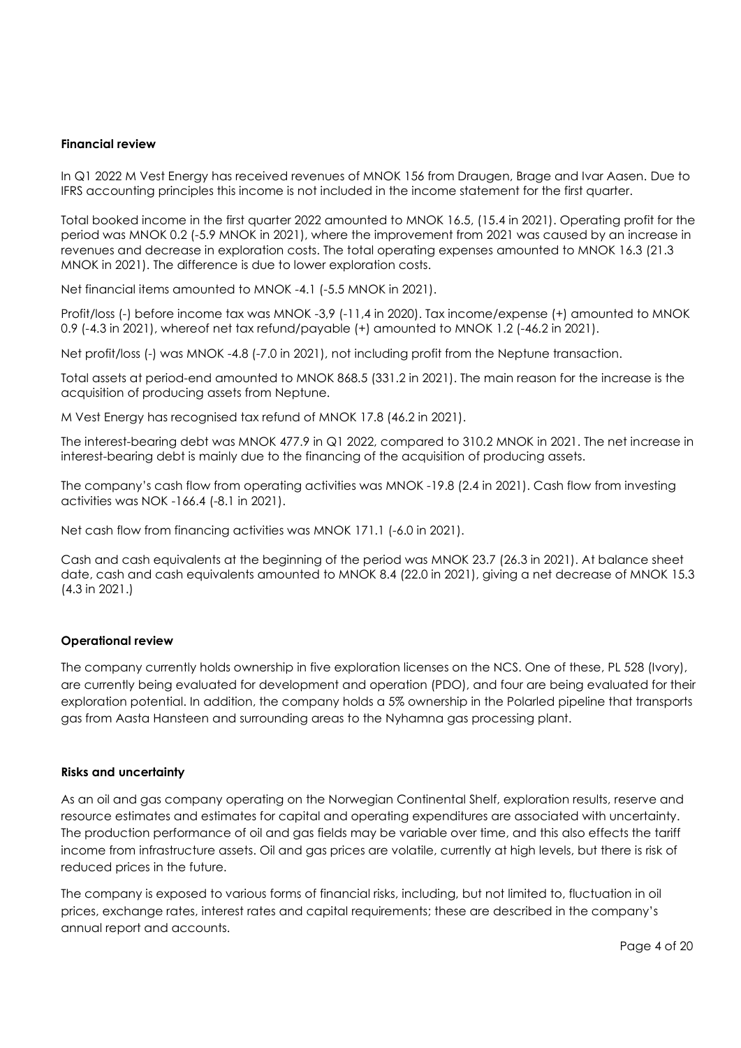**Financial review**

In Q1 2022 M Vest Energy has received revenues of MNOK 156 from Draugen, Brage and Ivar Aasen. Due to IFRS accounting principles this income is not included in the income statement for the first quarter.

Total booked income in the first quarter 2022 amounted to MNOK 16.5, (15.4 in 2021). Operating profit for the period was MNOK 0.2 (-5.9 MNOK in 2021), where the improvement from 2021 was caused by an increase in revenues and decrease in exploration costs. The total operating expenses amounted to MNOK 16.3 (21.3 MNOK in 2021). The difference is due to lower exploration costs.

Net financial items amounted to MNOK -4.1 (-5.5 MNOK in 2021).

Profit/loss (-) before income tax was MNOK -3,9 (-11,4 in 2020). Tax income/expense (+) amounted to MNOK 0.9 (-4.3 in 2021), whereof net tax refund/payable (+) amounted to MNOK 1.2 (-46.2 in 2021).

Net profit/loss (-) was MNOK -4.8 (-7.0 in 2021), not including profit from the Neptune transaction.

Total assets at period-end amounted to MNOK 868.5 (331.2 in 2021). The main reason for the increase is the acquisition of producing assets from Neptune.

M Vest Energy has recognised tax refund of MNOK 17.8 (46.2 in 2021).

The interest-bearing debt was MNOK 477.9 in Q1 2022, compared to 310.2 MNOK in 2021. The net increase in interest-bearing debt is mainly due to the financing of the acquisition of producing assets.

The company's cash flow from operating activities was MNOK -19.8 (2.4 in 2021). Cash flow from investing activities was NOK -166.4 (-8.1 in 2021).

Net cash flow from financing activities was MNOK 171.1 (-6.0 in 2021).

Cash and cash equivalents at the beginning of the period was MNOK 23.7 (26.3 in 2021). At balance sheet date, cash and cash equivalents amounted to MNOK 8.4 (22.0 in 2021), giving a net decrease of MNOK 15.3 (4.3 in 2021.)

**Operational review**

The company currently holds ownership in five exploration licenses on the NCS. One of these, PL 528 (Ivory), are currently being evaluated for development and operation (PDO), and four are being evaluated for their exploration potential. In addition, the company holds a 5% ownership in the Polarled pipeline that transports gas from Aasta Hansteen and surrounding areas to the Nyhamna gas processing plant.

**Risks and uncertainty**

As an oil and gas company operating on the Norwegian Continental Shelf, exploration results, reserve and resource estimates and estimates for capital and operating expenditures are associated with uncertainty. The production performance of oil and gas fields may be variable over time, and this also effects the tariff income from infrastructure assets. Oil and gas prices are volatile, currently at high levels, but there is risk of reduced prices in the future.

The company is exposed to various forms of financial risks, including, but not limited to, fluctuation in oil prices, exchange rates, interest rates and capital requirements; these are described in the company's annual report and accounts.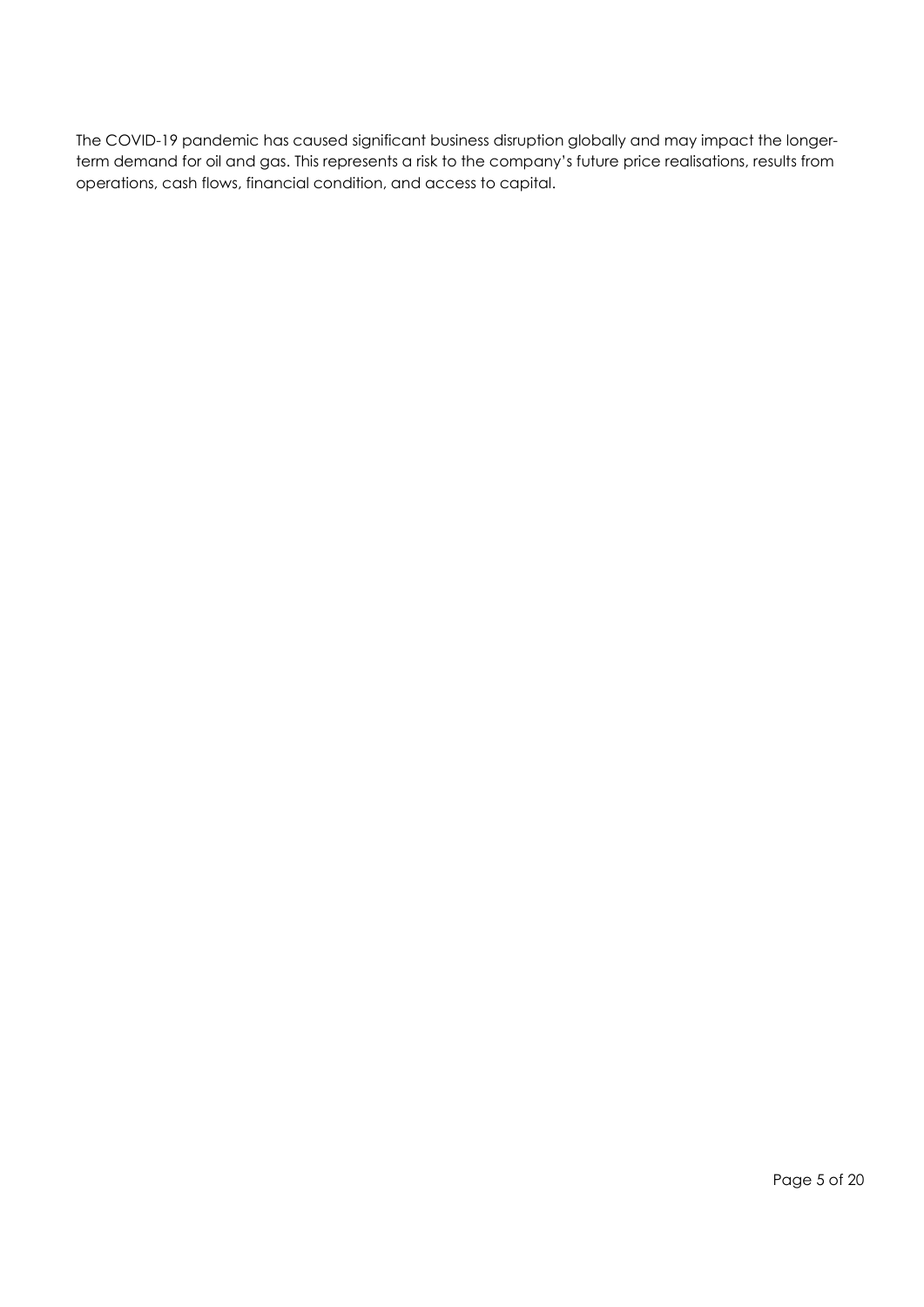The COVID-19 pandemic has caused significant business disruption globally and may impact the longer-term demand for oil and gas. This represents a risk to the company's future price realisations, results from operations, cash flows, financial condition, and access to capital.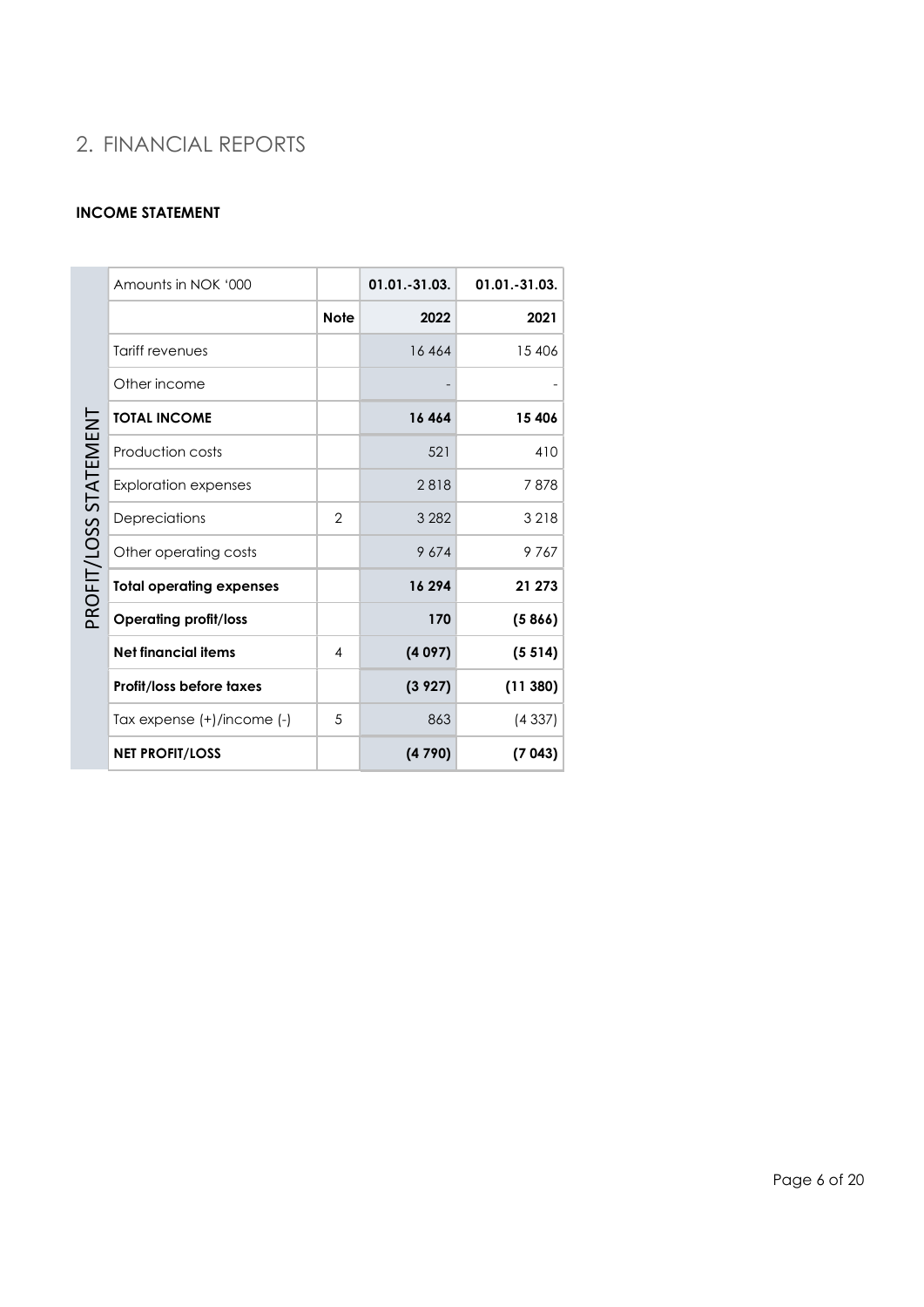## 2. FINANCIAL REPORTS

**INCOME STATEMENT**

PROFIT/LOSS STATEMENT

| Amounts in NOK '000 | | 01.01.-31.03. | 01.01.-31.03. |
|---|---|---|---|
| | **Note** | **2022** | **2021** |
| Tariff revenues | | 16 464 | 15 406 |
| Other income | | - | - |
| **TOTAL INCOME** | | **16 464** | **15 406** |
| Production costs | | 521 | 410 |
| Exploration expenses | | 2 818 | 7 878 |
| Depreciations | 2 | 3 282 | 3 218 |
| Other operating costs | | 9 674 | 9 767 |
| **Total operating expenses** | | **16 294** | **21 273** |
| **Operating profit/loss** | | **170** | **(5 866)** |
| **Net financial items** | 4 | **(4 097)** | **(5 514)** |
| **Profit/loss before taxes** | | **(3 927)** | **(11 380)** |
| Tax expense (+)/income (-) | 5 | 863 | (4 337) |
| **NET PROFIT/LOSS** | | **(4 790)** | **(7 043)** |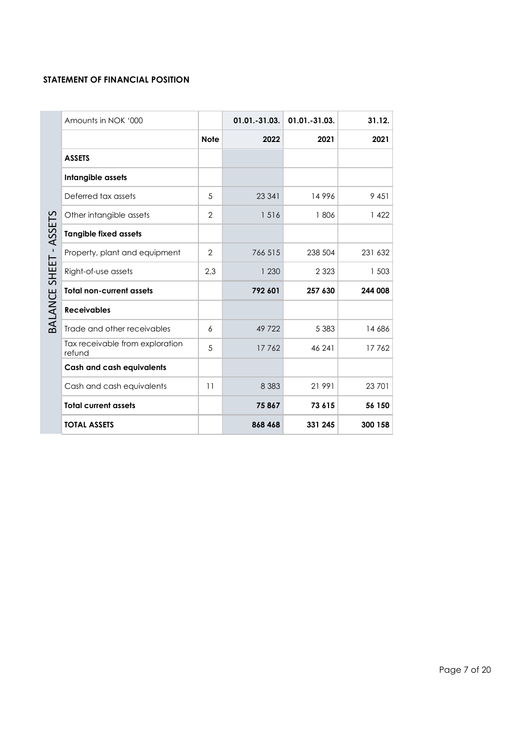### STATEMENT OF FINANCIAL POSITION

BALANCE SHEET - ASSETS

| Amounts in NOK '000 | | 01.01.-31.03. | 01.01.-31.03. | 31.12. |
|---|---|---|---|---|
| | **Note** | **2022** | **2021** | **2021** |
| **ASSETS** | | | | |
| **Intangible assets** | | | | |
| Deferred tax assets | 5 | 23 341 | 14 996 | 9 451 |
| Other intangible assets | 2 | 1 516 | 1 806 | 1 422 |
| **Tangible fixed assets** | | | | |
| Property, plant and equipment | 2 | 766 515 | 238 504 | 231 632 |
| Right-of-use assets | 2,3 | 1 230 | 2 323 | 1 503 |
| **Total non-current assets** | | **792 601** | **257 630** | **244 008** |
| **Receivables** | | | | |
| Trade and other receivables | 6 | 49 722 | 5 383 | 14 686 |
| Tax receivable from exploration refund | 5 | 17 762 | 46 241 | 17 762 |
| **Cash and cash equivalents** | | | | |
| Cash and cash equivalents | 11 | 8 383 | 21 991 | 23 701 |
| **Total current assets** | | **75 867** | **73 615** | **56 150** |
| **TOTAL ASSETS** | | **868 468** | **331 245** | **300 158** |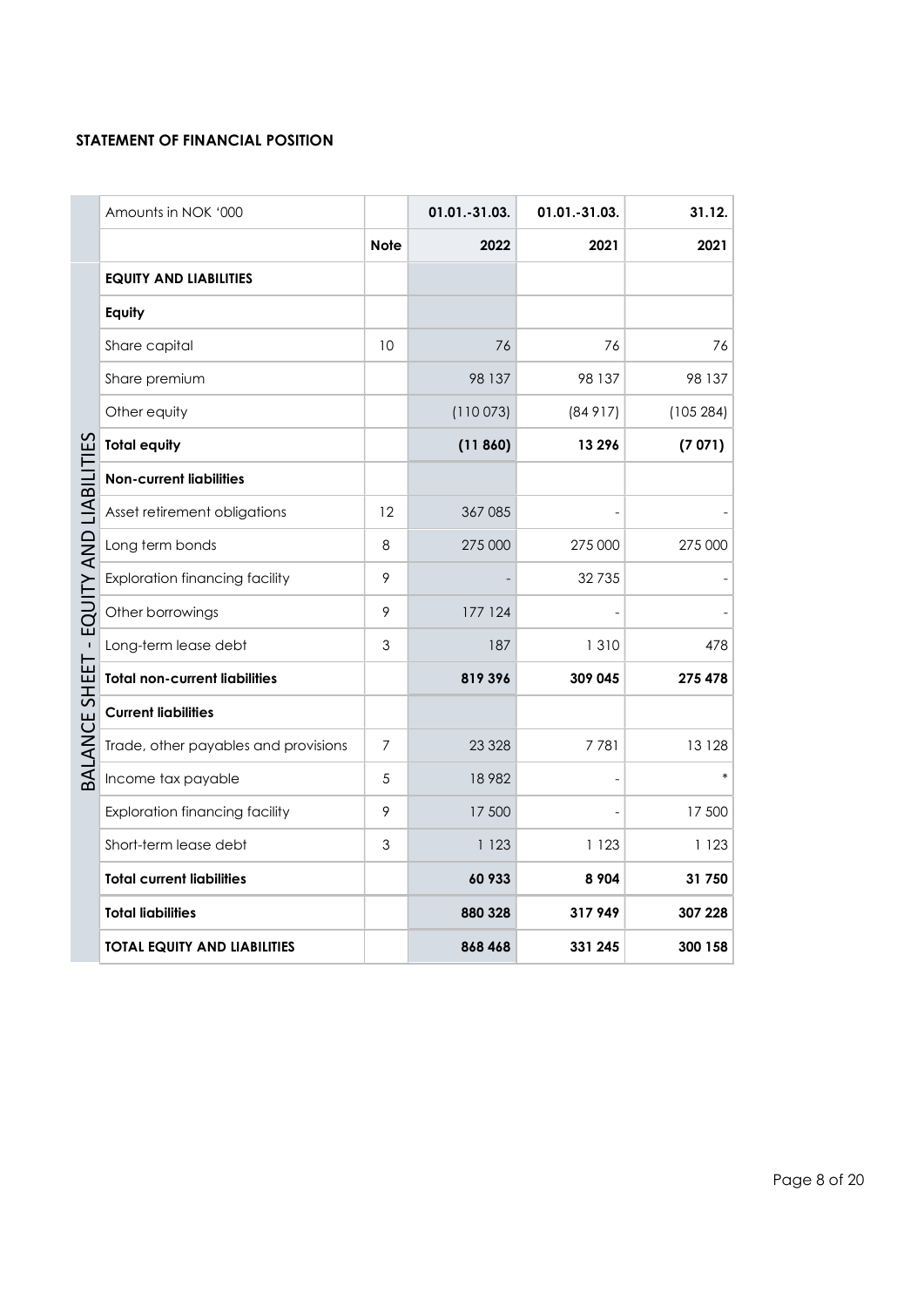## STATEMENT OF FINANCIAL POSITION

| BALANCE SHEET - EQUITY AND LIABILITIES | Amounts in NOK '000 | | 01.01.-31.03. | 01.01.-31.03. | 31.12. |
|---|---|---|---|---|---|
| | | **Note** | **2022** | **2021** | **2021** |
| | **EQUITY AND LIABILITIES** | | | | |
| | **Equity** | | | | |
| | Share capital | 10 | 76 | 76 | 76 |
| | Share premium | | 98 137 | 98 137 | 98 137 |
| | Other equity | | (110 073) | (84 917) | (105 284) |
| | **Total equity** | | **(11 860)** | **13 296** | **(7 071)** |
| | **Non-current liabilities** | | | | |
| | Asset retirement obligations | 12 | 367 085 | - | - |
| | Long term bonds | 8 | 275 000 | 275 000 | 275 000 |
| | Exploration financing facility | 9 | - | 32 735 | - |
| | Other borrowings | 9 | 177 124 | - | - |
| | Long-term lease debt | 3 | 187 | 1 310 | 478 |
| | **Total non-current liabilities** | | **819 396** | **309 045** | **275 478** |
| | **Current liabilities** | | | | |
| | Trade, other payables and provisions | 7 | 23 328 | 7 781 | 13 128 |
| | Income tax payable | 5 | 18 982 | - | * |
| | Exploration financing facility | 9 | 17 500 | - | 17 500 |
| | Short-term lease debt | 3 | 1 123 | 1 123 | 1 123 |
| | **Total current liabilities** | | **60 933** | **8 904** | **31 750** |
| | **Total liabilities** | | **880 328** | **317 949** | **307 228** |
| | **TOTAL EQUITY AND LIABILITIES** | | **868 468** | **331 245** | **300 158** |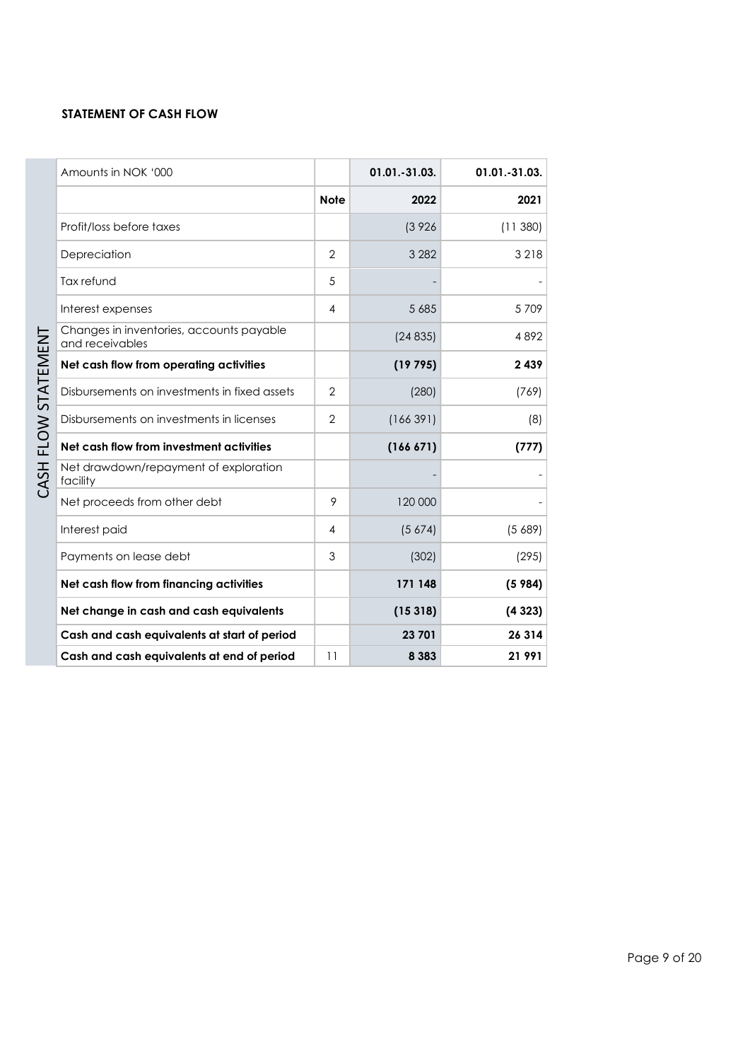**STATEMENT OF CASH FLOW**

CASH FLOW STATEMENT

| Amounts in NOK '000 | | 01.01.-31.03. | 01.01.-31.03. |
|---|---|---|---|
| | **Note** | **2022** | **2021** |
| Profit/loss before taxes | | (3 926 | (11 380) |
| Depreciation | 2 | 3 282 | 3 218 |
| Tax refund | 5 | - | - |
| Interest expenses | 4 | 5 685 | 5 709 |
| Changes in inventories, accounts payable and receivables | | (24 835) | 4 892 |
| **Net cash flow from operating activities** | | **(19 795)** | **2 439** |
| Disbursements on investments in fixed assets | 2 | (280) | (769) |
| Disbursements on investments in licenses | 2 | (166 391) | (8) |
| **Net cash flow from investment activities** | | **(166 671)** | **(777)** |
| Net drawdown/repayment of exploration facility | | - | - |
| Net proceeds from other debt | 9 | 120 000 | - |
| Interest paid | 4 | (5 674) | (5 689) |
| Payments on lease debt | 3 | (302) | (295) |
| **Net cash flow from financing activities** | | **171 148** | **(5 984)** |
| **Net change in cash and cash equivalents** | | **(15 318)** | **(4 323)** |
| **Cash and cash equivalents at start of period** | | **23 701** | **26 314** |
| **Cash and cash equivalents at end of period** | 11 | **8 383** | **21 991** |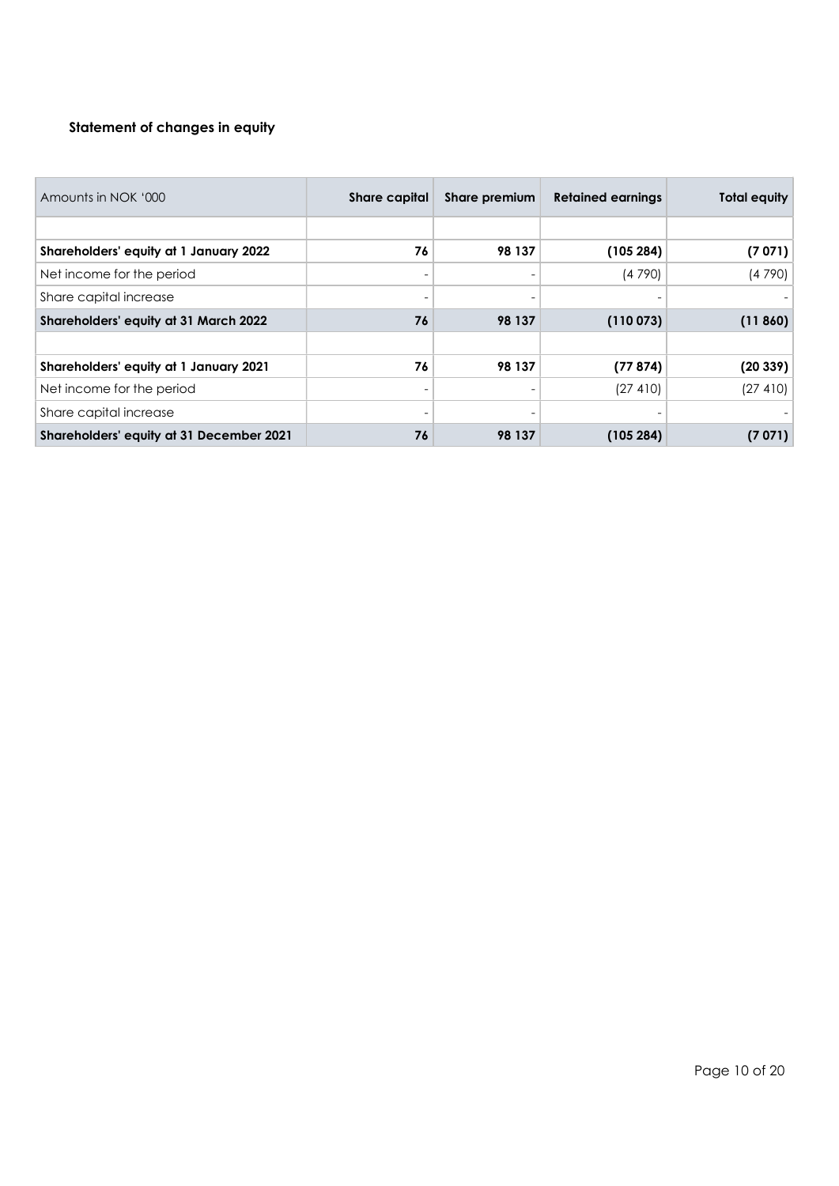### Statement of changes in equity

| Amounts in NOK '000 | Share capital | Share premium | Retained earnings | Total equity |
|---|---|---|---|---|
| | | | | |
| **Shareholders' equity at 1 January 2022** | **76** | **98 137** | **(105 284)** | **(7 071)** |
| Net income for the period | - | - | (4 790) | (4 790) |
| Share capital increase | - | - | - | - |
| **Shareholders' equity at 31 March 2022** | **76** | **98 137** | **(110 073)** | **(11 860)** |
| | | | | |
| **Shareholders' equity at 1 January 2021** | **76** | **98 137** | **(77 874)** | **(20 339)** |
| Net income for the period | - | - | (27 410) | (27 410) |
| Share capital increase | - | - | - | - |
| **Shareholders' equity at 31 December 2021** | **76** | **98 137** | **(105 284)** | **(7 071)** |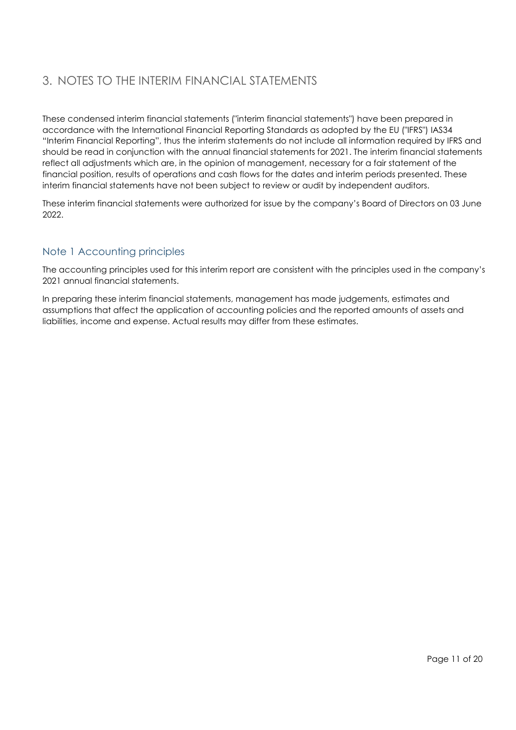# 3. NOTES TO THE INTERIM FINANCIAL STATEMENTS

These condensed interim financial statements ("interim financial statements") have been prepared in accordance with the International Financial Reporting Standards as adopted by the EU ("IFRS") IAS34 "Interim Financial Reporting", thus the interim statements do not include all information required by IFRS and should be read in conjunction with the annual financial statements for 2021. The interim financial statements reflect all adjustments which are, in the opinion of management, necessary for a fair statement of the financial position, results of operations and cash flows for the dates and interim periods presented. These interim financial statements have not been subject to review or audit by independent auditors.

These interim financial statements were authorized for issue by the company's Board of Directors on 03 June 2022.

## Note 1 Accounting principles

The accounting principles used for this interim report are consistent with the principles used in the company's 2021 annual financial statements.

In preparing these interim financial statements, management has made judgements, estimates and assumptions that affect the application of accounting policies and the reported amounts of assets and liabilities, income and expense. Actual results may differ from these estimates.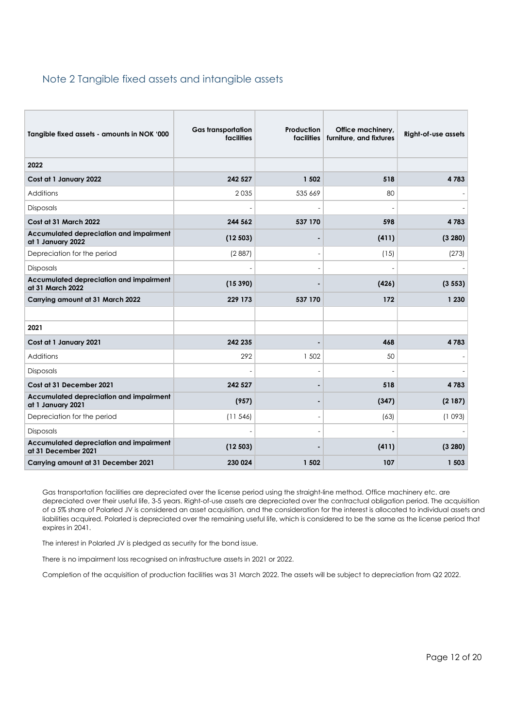## Note 2 Tangible fixed assets and intangible assets

| Tangible fixed assets - amounts in NOK '000 | Gas transportation facilities | Production facilities | Office machinery, furniture, and fixtures | Right-of-use assets |
|---|---|---|---|---|
| **2022** | | | | |
| **Cost at 1 January 2022** | **242 527** | **1 502** | **518** | **4 783** |
| Additions | 2 035 | 535 669 | 80 | - |
| Disposals | - | - | - | - |
| **Cost at 31 March 2022** | **244 562** | **537 170** | **598** | **4 783** |
| **Accumulated depreciation and impairment at 1 January 2022** | **(12 503)** | **-** | **(411)** | **(3 280)** |
| Depreciation for the period | (2 887) | - | (15) | (273) |
| Disposals | - | - | - | - |
| **Accumulated depreciation and impairment at 31 March 2022** | **(15 390)** | **-** | **(426)** | **(3 553)** |
| **Carrying amount at 31 March 2022** | **229 173** | **537 170** | **172** | **1 230** |
| | | | | |
| **2021** | | | | |
| **Cost at 1 January 2021** | **242 235** | **-** | **468** | **4 783** |
| Additions | 292 | 1 502 | 50 | - |
| Disposals | - | - | - | - |
| **Cost at 31 December 2021** | **242 527** | **-** | **518** | **4 783** |
| **Accumulated depreciation and impairment at 1 January 2021** | **(957)** | **-** | **(347)** | **(2 187)** |
| Depreciation for the period | (11 546) | - | (63) | (1 093) |
| Disposals | - | - | - | - |
| **Accumulated depreciation and impairment at 31 December 2021** | **(12 503)** | **-** | **(411)** | **(3 280)** |
| **Carrying amount at 31 December 2021** | **230 024** | **1 502** | **107** | **1 503** |

Gas transportation facilities are depreciated over the license period using the straight-line method. Office machinery etc. are depreciated over their useful life, 3-5 years. Right-of-use assets are depreciated over the contractual obligation period. The acquisition of a 5% share of Polarled JV is considered an asset acquisition, and the consideration for the interest is allocated to individual assets and liabilities acquired. Polarled is depreciated over the remaining useful life, which is considered to be the same as the license period that expires in 2041.

The interest in Polarled JV is pledged as security for the bond issue.

There is no impairment loss recognised on infrastructure assets in 2021 or 2022.

Completion of the acquisition of production facilities was 31 March 2022. The assets will be subject to depreciation from Q2 2022.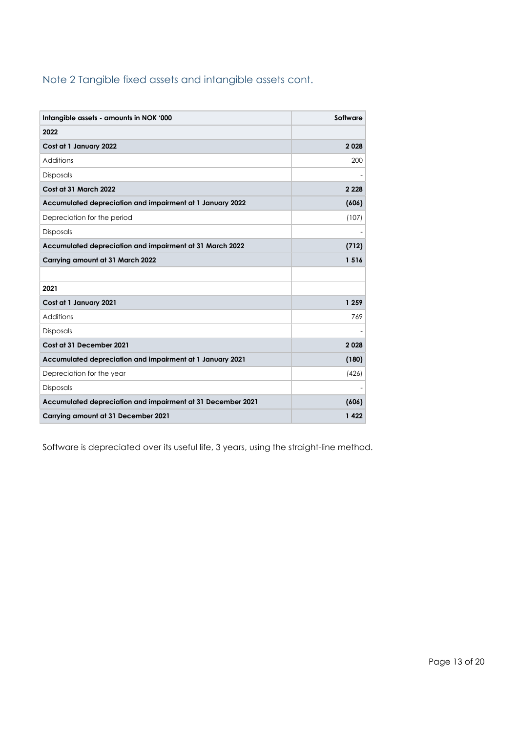## Note 2 Tangible fixed assets and intangible assets cont.

| Intangible assets - amounts in NOK '000 | Software |
|---|---|
| **2022** | |
| **Cost at 1 January 2022** | **2 028** |
| Additions | 200 |
| Disposals | - |
| **Cost at 31 March 2022** | **2 228** |
| **Accumulated depreciation and impairment at 1 January 2022** | **(606)** |
| Depreciation for the period | (107) |
| Disposals | - |
| **Accumulated depreciation and impairment at 31 March 2022** | **(712)** |
| **Carrying amount at 31 March 2022** | **1 516** |
| | |
| **2021** | |
| **Cost at 1 January 2021** | **1 259** |
| Additions | 769 |
| Disposals | - |
| **Cost at 31 December 2021** | **2 028** |
| **Accumulated depreciation and impairment at 1 January 2021** | **(180)** |
| Depreciation for the year | (426) |
| Disposals | - |
| **Accumulated depreciation and impairment at 31 December 2021** | **(606)** |
| **Carrying amount at 31 December 2021** | **1 422** |

Software is depreciated over its useful life, 3 years, using the straight-line method.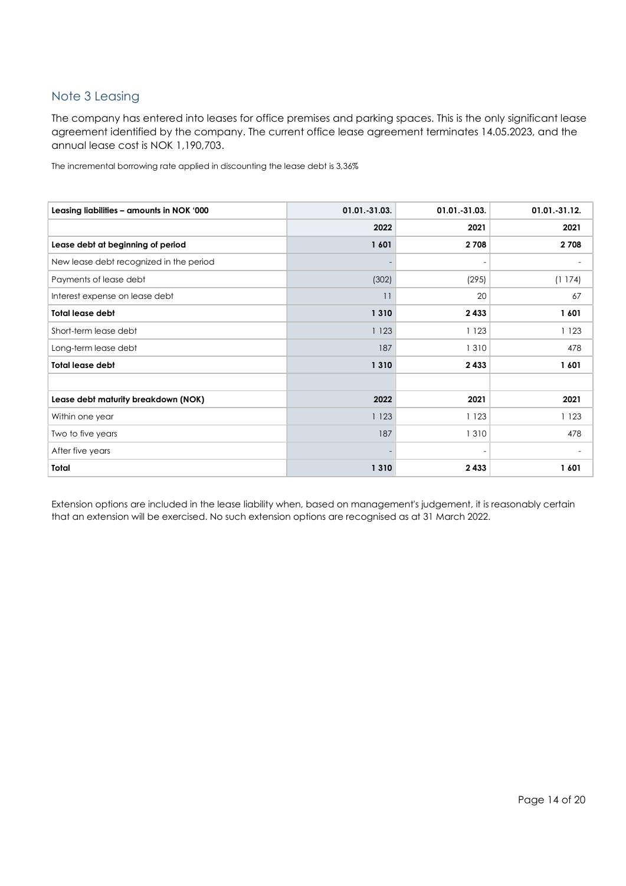## Note 3 Leasing

The company has entered into leases for office premises and parking spaces. This is the only significant lease agreement identified by the company. The current office lease agreement terminates 14.05.2023, and the annual lease cost is NOK 1,190,703.

The incremental borrowing rate applied in discounting the lease debt is 3,36%

| Leasing liabilities – amounts in NOK '000 | 01.01.-31.03. | 01.01.-31.03. | 01.01.-31.12. |
|---|---|---|---|
| | 2022 | 2021 | 2021 |
| **Lease debt at beginning of period** | **1 601** | **2 708** | **2 708** |
| New lease debt recognized in the period | - | - | - |
| Payments of lease debt | (302) | (295) | (1 174) |
| Interest expense on lease debt | 11 | 20 | 67 |
| **Total lease debt** | **1 310** | **2 433** | **1 601** |
| Short-term lease debt | 1 123 | 1 123 | 1 123 |
| Long-term lease debt | 187 | 1 310 | 478 |
| **Total lease debt** | **1 310** | **2 433** | **1 601** |
| | | | |
| **Lease debt maturity breakdown (NOK)** | **2022** | **2021** | **2021** |
| Within one year | 1 123 | 1 123 | 1 123 |
| Two to five years | 187 | 1 310 | 478 |
| After five years | - | - | - |
| **Total** | **1 310** | **2 433** | **1 601** |

Extension options are included in the lease liability when, based on management's judgement, it is reasonably certain that an extension will be exercised. No such extension options are recognised as at 31 March 2022.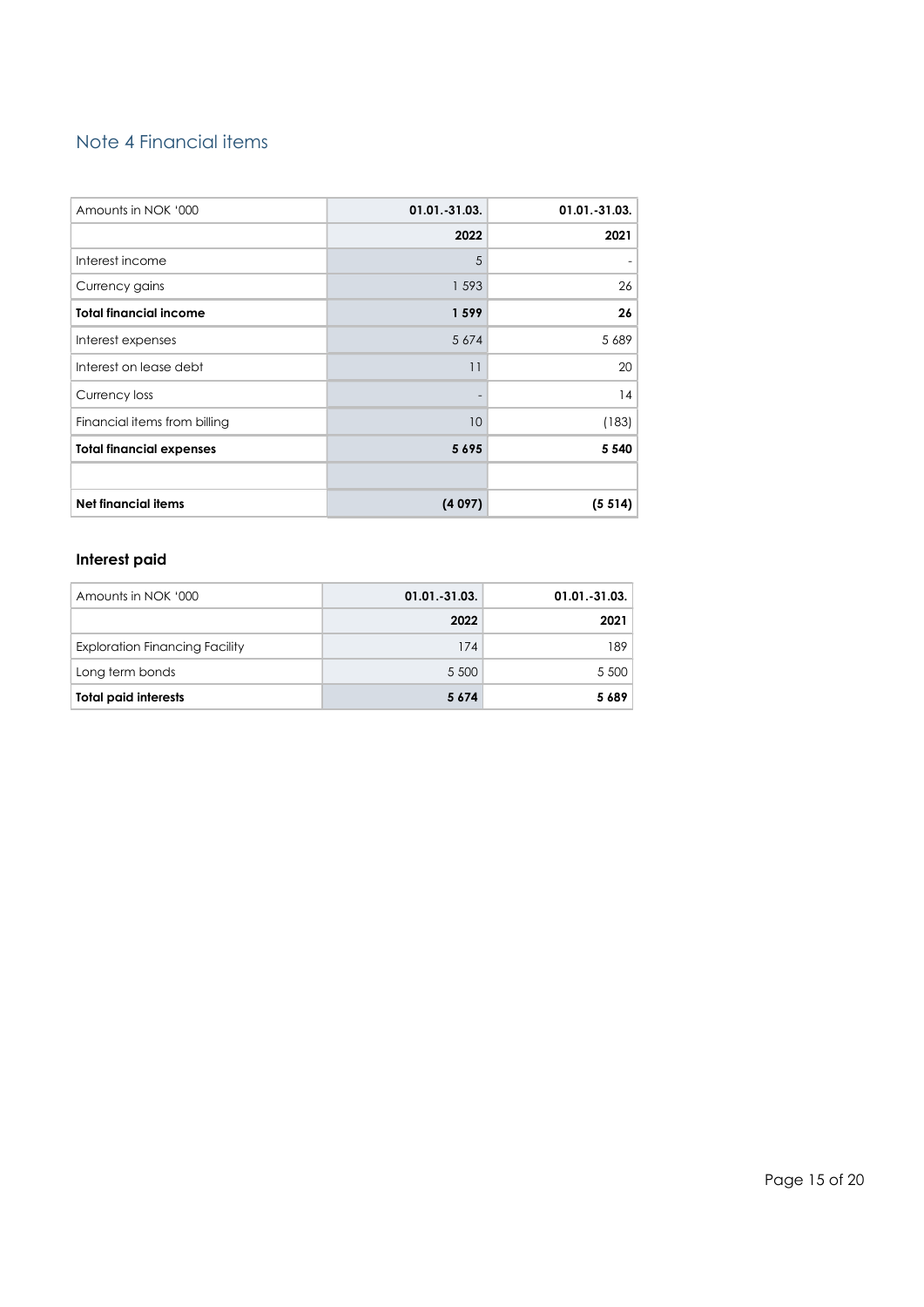## Note 4 Financial items

| Amounts in NOK '000 | 01.01.-31.03. | 01.01.-31.03. |
|---|---:|---:|
| | **2022** | **2021** |
| Interest income | 5 | - |
| Currency gains | 1 593 | 26 |
| **Total financial income** | **1 599** | **26** |
| Interest expenses | 5 674 | 5 689 |
| Interest on lease debt | 11 | 20 |
| Currency loss | - | 14 |
| Financial items from billing | 10 | (183) |
| **Total financial expenses** | **5 695** | **5 540** |
| | | |
| **Net financial items** | **(4 097)** | **(5 514)** |

### Interest paid

| Amounts in NOK '000 | 01.01.-31.03. | 01.01.-31.03. |
|---|---:|---:|
| | **2022** | **2021** |
| Exploration Financing Facility | 174 | 189 |
| Long term bonds | 5 500 | 5 500 |
| **Total paid interests** | **5 674** | **5 689** |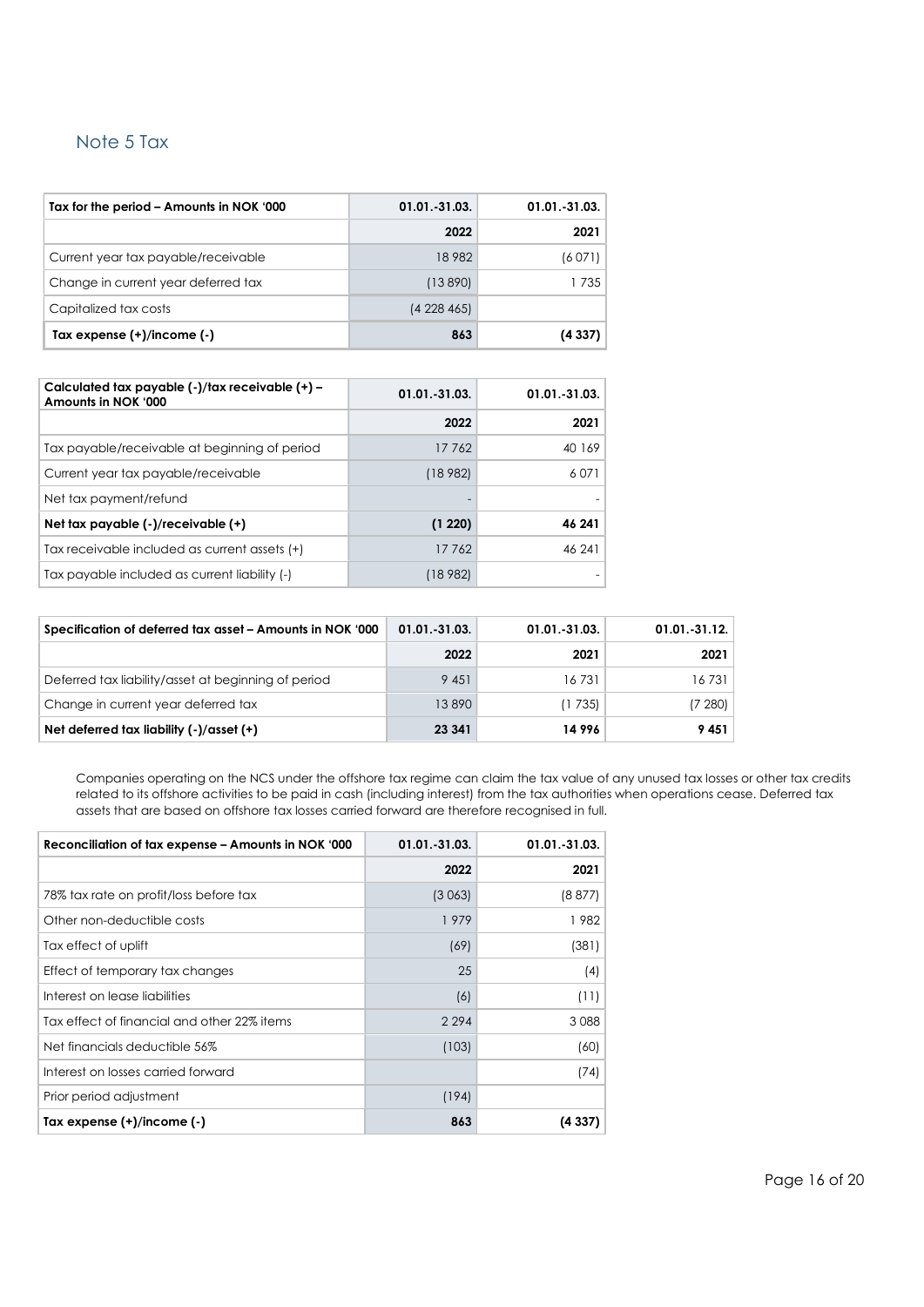## Note 5 Tax

| Tax for the period – Amounts in NOK '000 | 01.01.-31.03. | 01.01.-31.03. |
|---|---|---|
| | 2022 | 2021 |
| Current year tax payable/receivable | 18 982 | (6 071) |
| Change in current year deferred tax | (13 890) | 1 735 |
| Capitalized tax costs | (4 228 465) | |
| **Tax expense (+)/income (-)** | **863** | **(4 337)** |

| Calculated tax payable (-)/tax receivable (+) – Amounts in NOK '000 | 01.01.-31.03. | 01.01.-31.03. |
|---|---|---|
| | 2022 | 2021 |
| Tax payable/receivable at beginning of period | 17 762 | 40 169 |
| Current year tax payable/receivable | (18 982) | 6 071 |
| Net tax payment/refund | - | - |
| **Net tax payable (-)/receivable (+)** | **(1 220)** | **46 241** |
| Tax receivable included as current assets (+) | 17 762 | 46 241 |
| Tax payable included as current liability (-) | (18 982) | - |

| Specification of deferred tax asset – Amounts in NOK '000 | 01.01.-31.03. | 01.01.-31.03. | 01.01.-31.12. |
|---|---|---|---|
| | 2022 | 2021 | 2021 |
| Deferred tax liability/asset at beginning of period | 9 451 | 16 731 | 16 731 |
| Change in current year deferred tax | 13 890 | (1 735) | (7 280) |
| **Net deferred tax liability (-)/asset (+)** | **23 341** | **14 996** | **9 451** |

Companies operating on the NCS under the offshore tax regime can claim the tax value of any unused tax losses or other tax credits related to its offshore activities to be paid in cash (including interest) from the tax authorities when operations cease. Deferred tax assets that are based on offshore tax losses carried forward are therefore recognised in full.

| Reconciliation of tax expense – Amounts in NOK '000 | 01.01.-31.03. | 01.01.-31.03. |
|---|---|---|
| | 2022 | 2021 |
| 78% tax rate on profit/loss before tax | (3 063) | (8 877) |
| Other non-deductible costs | 1 979 | 1 982 |
| Tax effect of uplift | (69) | (381) |
| Effect of temporary tax changes | 25 | (4) |
| Interest on lease liabilities | (6) | (11) |
| Tax effect of financial and other 22% items | 2 294 | 3 088 |
| Net financials deductible 56% | (103) | (60) |
| Interest on losses carried forward | | (74) |
| Prior period adjustment | (194) | |
| **Tax expense (+)/income (-)** | **863** | **(4 337)** |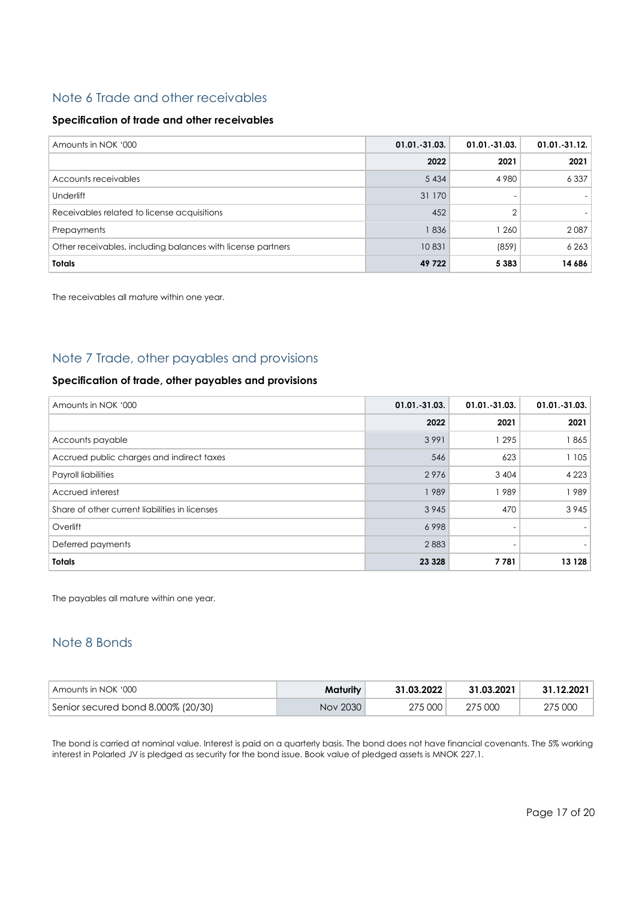## Note 6 Trade and other receivables

### Specification of trade and other receivables

| Amounts in NOK '000 | 01.01.-31.03. | 01.01.-31.03. | 01.01.-31.12. |
|---|---|---|---|
| | 2022 | 2021 | 2021 |
| Accounts receivables | 5 434 | 4 980 | 6 337 |
| Underlift | 31 170 | - | - |
| Receivables related to license acquisitions | 452 | 2 | - |
| Prepayments | 1 836 | 1 260 | 2 087 |
| Other receivables, including balances with license partners | 10 831 | (859) | 6 263 |
| **Totals** | **49 722** | **5 383** | **14 686** |

The receivables all mature within one year.

## Note 7 Trade, other payables and provisions

### Specification of trade, other payables and provisions

| Amounts in NOK '000 | 01.01.-31.03. | 01.01.-31.03. | 01.01.-31.03. |
|---|---|---|---|
| | 2022 | 2021 | 2021 |
| Accounts payable | 3 991 | 1 295 | 1 865 |
| Accrued public charges and indirect taxes | 546 | 623 | 1 105 |
| Payroll liabilities | 2 976 | 3 404 | 4 223 |
| Accrued interest | 1 989 | 1 989 | 1 989 |
| Share of other current liabilities in licenses | 3 945 | 470 | 3 945 |
| Overlift | 6 998 | - | - |
| Deferred payments | 2 883 | - | - |
| **Totals** | **23 328** | **7 781** | **13 128** |

The payables all mature within one year.

## Note 8 Bonds

| Amounts in NOK '000 | Maturity | 31.03.2022 | 31.03.2021 | 31.12.2021 |
|---|---|---|---|---|
| Senior secured bond 8.000% (20/30) | Nov 2030 | 275 000 | 275 000 | 275 000 |

The bond is carried at nominal value. Interest is paid on a quarterly basis. The bond does not have financial covenants. The 5% working interest in Polarled JV is pledged as security for the bond issue. Book value of pledged assets is MNOK 227.1.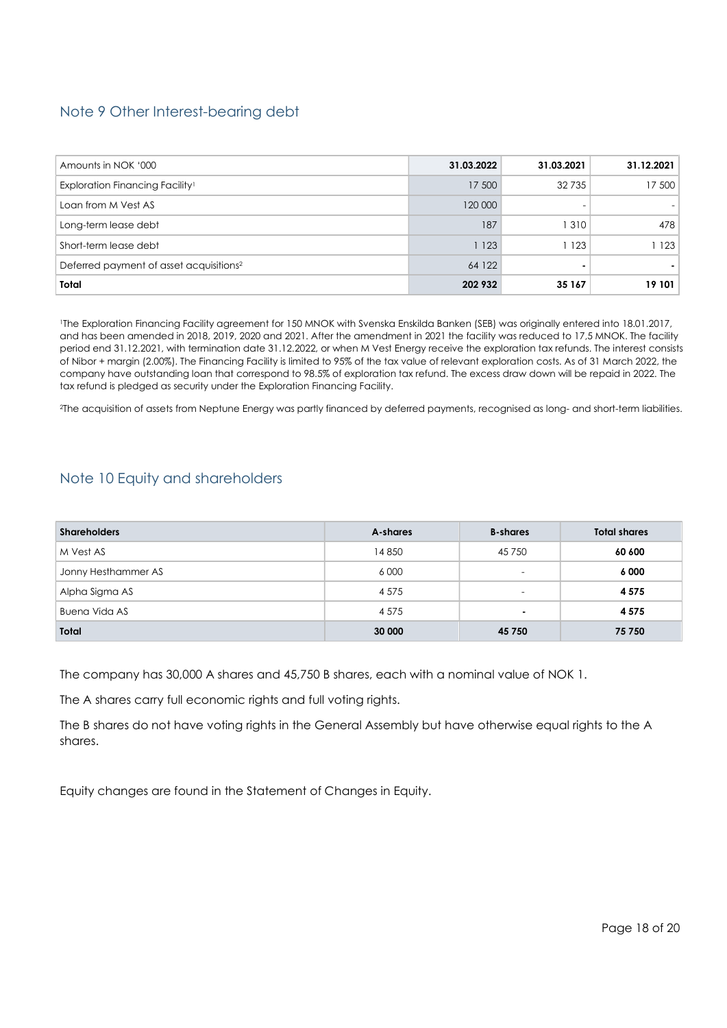## Note 9 Other Interest-bearing debt

| Amounts in NOK '000 | 31.03.2022 | 31.03.2021 | 31.12.2021 |
|---|---|---|---|
| Exploration Financing Facility[1] | 17 500 | 32 735 | 17 500 |
| Loan from M Vest AS | 120 000 | - | - |
| Long-term lease debt | 187 | 1 310 | 478 |
| Short-term lease debt | 1 123 | 1 123 | 1 123 |
| Deferred payment of asset acquisitions[2] | 64 122 | - | - |
| **Total** | **202 932** | **35 167** | **19 101** |

[1]The Exploration Financing Facility agreement for 150 MNOK with Svenska Enskilda Banken (SEB) was originally entered into 18.01.2017, and has been amended in 2018, 2019, 2020 and 2021. After the amendment in 2021 the facility was reduced to 17,5 MNOK. The facility period end 31.12.2021, with termination date 31.12.2022, or when M Vest Energy receive the exploration tax refunds. The interest consists of Nibor + margin (2.00%). The Financing Facility is limited to 95% of the tax value of relevant exploration costs. As of 31 March 2022, the company have outstanding loan that correspond to 98.5% of exploration tax refund. The excess draw down will be repaid in 2022. The tax refund is pledged as security under the Exploration Financing Facility.

[2]The acquisition of assets from Neptune Energy was partly financed by deferred payments, recognised as long- and short-term liabilities.

## Note 10 Equity and shareholders

| Shareholders | A-shares | B-shares | Total shares |
|---|---|---|---|
| M Vest AS | 14 850 | 45 750 | **60 600** |
| Jonny Hesthammer AS | 6 000 | - | **6 000** |
| Alpha Sigma AS | 4 575 | - | **4 575** |
| Buena Vida AS | 4 575 | - | **4 575** |
| **Total** | **30 000** | **45 750** | **75 750** |

The company has 30,000 A shares and 45,750 B shares, each with a nominal value of NOK 1.

The A shares carry full economic rights and full voting rights.

The B shares do not have voting rights in the General Assembly but have otherwise equal rights to the A shares.

Equity changes are found in the Statement of Changes in Equity.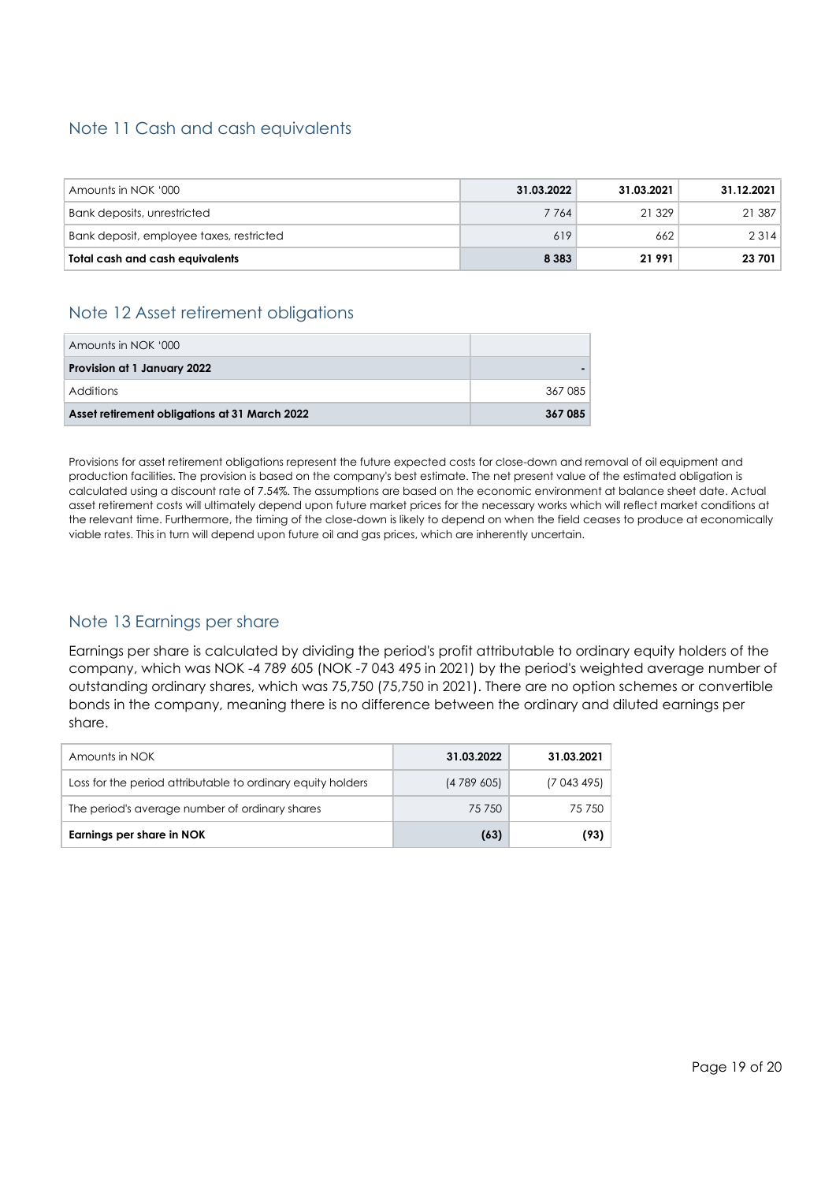## Note 11 Cash and cash equivalents

| Amounts in NOK '000 | 31.03.2022 | 31.03.2021 | 31.12.2021 |
|---|---|---|---|
| Bank deposits, unrestricted | 7 764 | 21 329 | 21 387 |
| Bank deposit, employee taxes, restricted | 619 | 662 | 2 314 |
| **Total cash and cash equivalents** | **8 383** | **21 991** | **23 701** |

## Note 12 Asset retirement obligations

| Amounts in NOK '000 | |
|---|---|
| **Provision at 1 January 2022** | **-** |
| Additions | 367 085 |
| **Asset retirement obligations at 31 March 2022** | **367 085** |

Provisions for asset retirement obligations represent the future expected costs for close-down and removal of oil equipment and production facilities. The provision is based on the company's best estimate. The net present value of the estimated obligation is calculated using a discount rate of 7.54%. The assumptions are based on the economic environment at balance sheet date. Actual asset retirement costs will ultimately depend upon future market prices for the necessary works which will reflect market conditions at the relevant time. Furthermore, the timing of the close-down is likely to depend on when the field ceases to produce at economically viable rates. This in turn will depend upon future oil and gas prices, which are inherently uncertain.

## Note 13 Earnings per share

Earnings per share is calculated by dividing the period's profit attributable to ordinary equity holders of the company, which was NOK -4 789 605 (NOK -7 043 495 in 2021) by the period's weighted average number of outstanding ordinary shares, which was 75,750 (75,750 in 2021). There are no option schemes or convertible bonds in the company, meaning there is no difference between the ordinary and diluted earnings per share.

| Amounts in NOK | 31.03.2022 | 31.03.2021 |
|---|---|---|
| Loss for the period attributable to ordinary equity holders | (4 789 605) | (7 043 495) |
| The period's average number of ordinary shares | 75 750 | 75 750 |
| **Earnings per share in NOK** | **(63)** | **(93)** |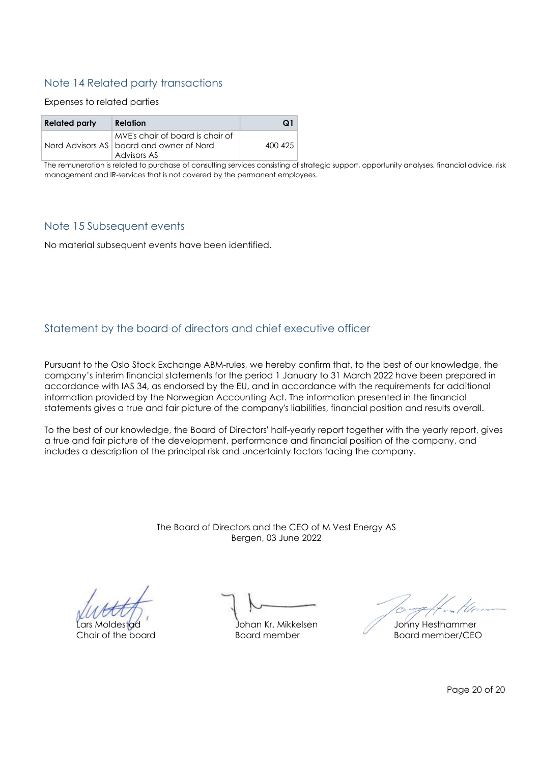## Note 14 Related party transactions

Expenses to related parties

| Related party | Relation | Q1 |
|---|---|---|
| Nord Advisors AS | MVE's chair of board is chair of board and owner of Nord Advisors AS | 400 425 |

The remuneration is related to purchase of consulting services consisting of strategic support, opportunity analyses, financial advice, risk management and IR-services that is not covered by the permanent employees.

## Note 15 Subsequent events

No material subsequent events have been identified.

## Statement by the board of directors and chief executive officer

Pursuant to the Oslo Stock Exchange ABM-rules, we hereby confirm that, to the best of our knowledge, the company's interim financial statements for the period 1 January to 31 March 2022 have been prepared in accordance with IAS 34, as endorsed by the EU, and in accordance with the requirements for additional information provided by the Norwegian Accounting Act. The information presented in the financial statements gives a true and fair picture of the company's liabilities, financial position and results overall.

To the best of our knowledge, the Board of Directors' half-yearly report together with the yearly report, gives a true and fair picture of the development, performance and financial position of the company, and includes a description of the principal risk and uncertainty factors facing the company.

The Board of Directors and the CEO of M Vest Energy AS
Bergen, 03 June 2022

Lars Moldestad
Chair of the board

Johan Kr. Mikkelsen
Board member

Jonny Hesthammer
Board member/CEO